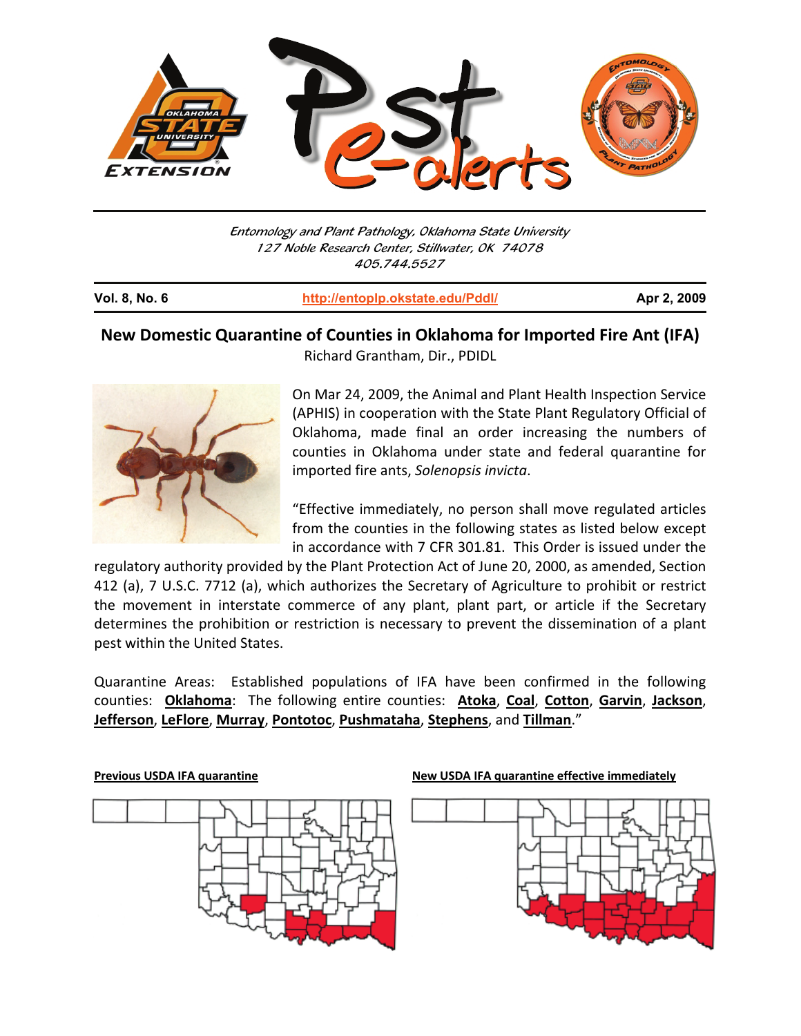Entomology and Plant Pathology, Oklahoma State University
127 Noble Research Center, Stillwater, OK 74078
405.744.5527

**Vol. 8, No. 6** | http://entoplp.okstate.edu/Pddl/ | **Apr 2, 2009**

## New Domestic Quarantine of Counties in Oklahoma for Imported Fire Ant (IFA)

Richard Grantham, Dir., PDIDL

On Mar 24, 2009, the Animal and Plant Health Inspection Service (APHIS) in cooperation with the State Plant Regulatory Official of Oklahoma, made final an order increasing the numbers of counties in Oklahoma under state and federal quarantine for imported fire ants, *Solenopsis invicta*.

"Effective immediately, no person shall move regulated articles from the counties in the following states as listed below except in accordance with 7 CFR 301.81. This Order is issued under the regulatory authority provided by the Plant Protection Act of June 20, 2000, as amended, Section 412 (a), 7 U.S.C. 7712 (a), which authorizes the Secretary of Agriculture to prohibit or restrict the movement in interstate commerce of any plant, plant part, or article if the Secretary determines the prohibition or restriction is necessary to prevent the dissemination of a plant pest within the United States.

Quarantine Areas: Established populations of IFA have been confirmed in the following counties: **Oklahoma**: The following entire counties: **Atoka**, **Coal**, **Cotton**, **Garvin**, **Jackson**, **Jefferson**, **LeFlore**, **Murray**, **Pontotoc**, **Pushmataha**, **Stephens**, and **Tillman**."

**Previous USDA IFA quarantine**

**New USDA IFA quarantine effective immediately**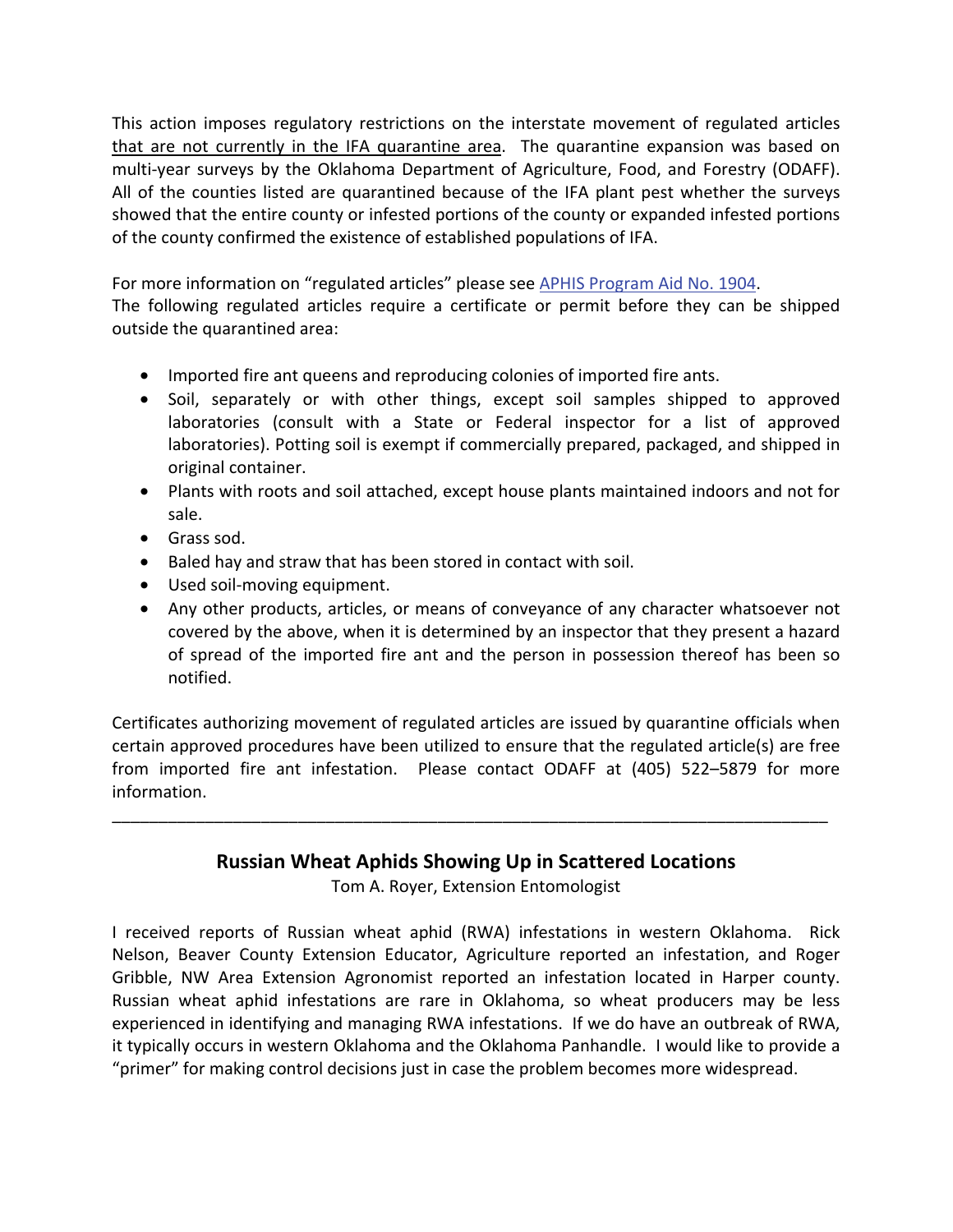This action imposes regulatory restrictions on the interstate movement of regulated articles <u>that are not currently in the IFA quarantine area</u>. The quarantine expansion was based on multi-year surveys by the Oklahoma Department of Agriculture, Food, and Forestry (ODAFF). All of the counties listed are quarantined because of the IFA plant pest whether the surveys showed that the entire county or infested portions of the county or expanded infested portions of the county confirmed the existence of established populations of IFA.

For more information on "regulated articles" please see [APHIS Program Aid No. 1904](APHIS Program Aid No. 1904).
The following regulated articles require a certificate or permit before they can be shipped outside the quarantined area:

- Imported fire ant queens and reproducing colonies of imported fire ants.
- Soil, separately or with other things, except soil samples shipped to approved laboratories (consult with a State or Federal inspector for a list of approved laboratories). Potting soil is exempt if commercially prepared, packaged, and shipped in original container.
- Plants with roots and soil attached, except house plants maintained indoors and not for sale.
- Grass sod.
- Baled hay and straw that has been stored in contact with soil.
- Used soil-moving equipment.
- Any other products, articles, or means of conveyance of any character whatsoever not covered by the above, when it is determined by an inspector that they present a hazard of spread of the imported fire ant and the person in possession thereof has been so notified.

Certificates authorizing movement of regulated articles are issued by quarantine officials when certain approved procedures have been utilized to ensure that the regulated article(s) are free from imported fire ant infestation. Please contact ODAFF at (405) 522–5879 for more information.

---

## Russian Wheat Aphids Showing Up in Scattered Locations

Tom A. Royer, Extension Entomologist

I received reports of Russian wheat aphid (RWA) infestations in western Oklahoma. Rick Nelson, Beaver County Extension Educator, Agriculture reported an infestation, and Roger Gribble, NW Area Extension Agronomist reported an infestation located in Harper county. Russian wheat aphid infestations are rare in Oklahoma, so wheat producers may be less experienced in identifying and managing RWA infestations. If we do have an outbreak of RWA, it typically occurs in western Oklahoma and the Oklahoma Panhandle. I would like to provide a "primer" for making control decisions just in case the problem becomes more widespread.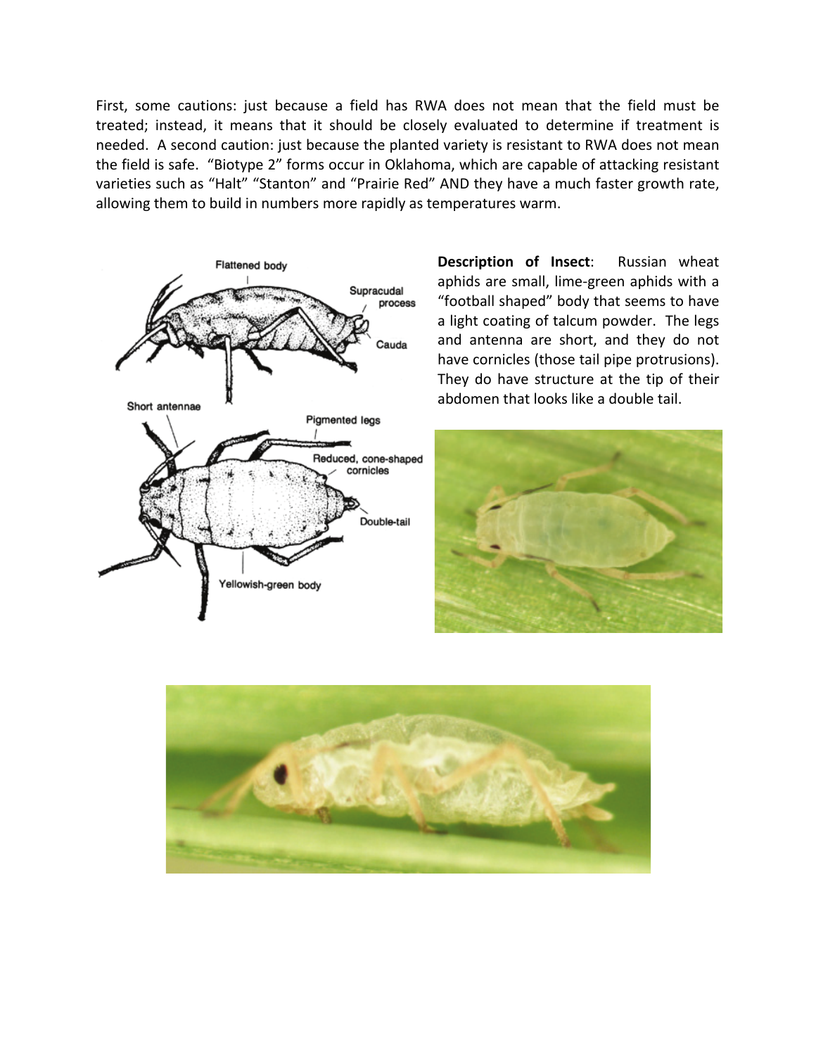First, some cautions: just because a field has RWA does not mean that the field must be treated; instead, it means that it should be closely evaluated to determine if treatment is needed. A second caution: just because the planted variety is resistant to RWA does not mean the field is safe. "Biotype 2" forms occur in Oklahoma, which are capable of attacking resistant varieties such as "Halt" "Stanton" and "Prairie Red" AND they have a much faster growth rate, allowing them to build in numbers more rapidly as temperatures warm.

**Description of Insect**: Russian wheat aphids are small, lime-green aphids with a "football shaped" body that seems to have a light coating of talcum powder. The legs and antenna are short, and they do not have cornicles (those tail pipe protrusions). They do have structure at the tip of their abdomen that looks like a double tail.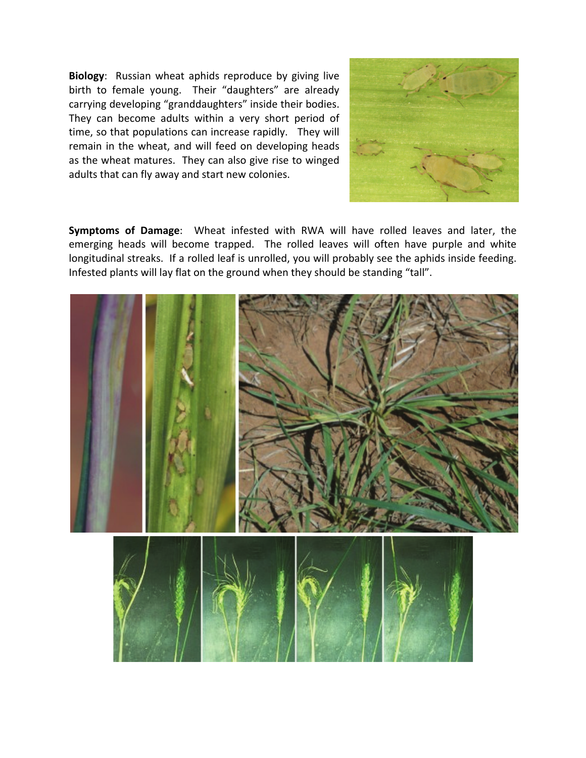**Biology**: Russian wheat aphids reproduce by giving live birth to female young. Their "daughters" are already carrying developing "granddaughters" inside their bodies. They can become adults within a very short period of time, so that populations can increase rapidly. They will remain in the wheat, and will feed on developing heads as the wheat matures. They can also give rise to winged adults that can fly away and start new colonies.

**Symptoms of Damage**: Wheat infested with RWA will have rolled leaves and later, the emerging heads will become trapped. The rolled leaves will often have purple and white longitudinal streaks. If a rolled leaf is unrolled, you will probably see the aphids inside feeding. Infested plants will lay flat on the ground when they should be standing "tall".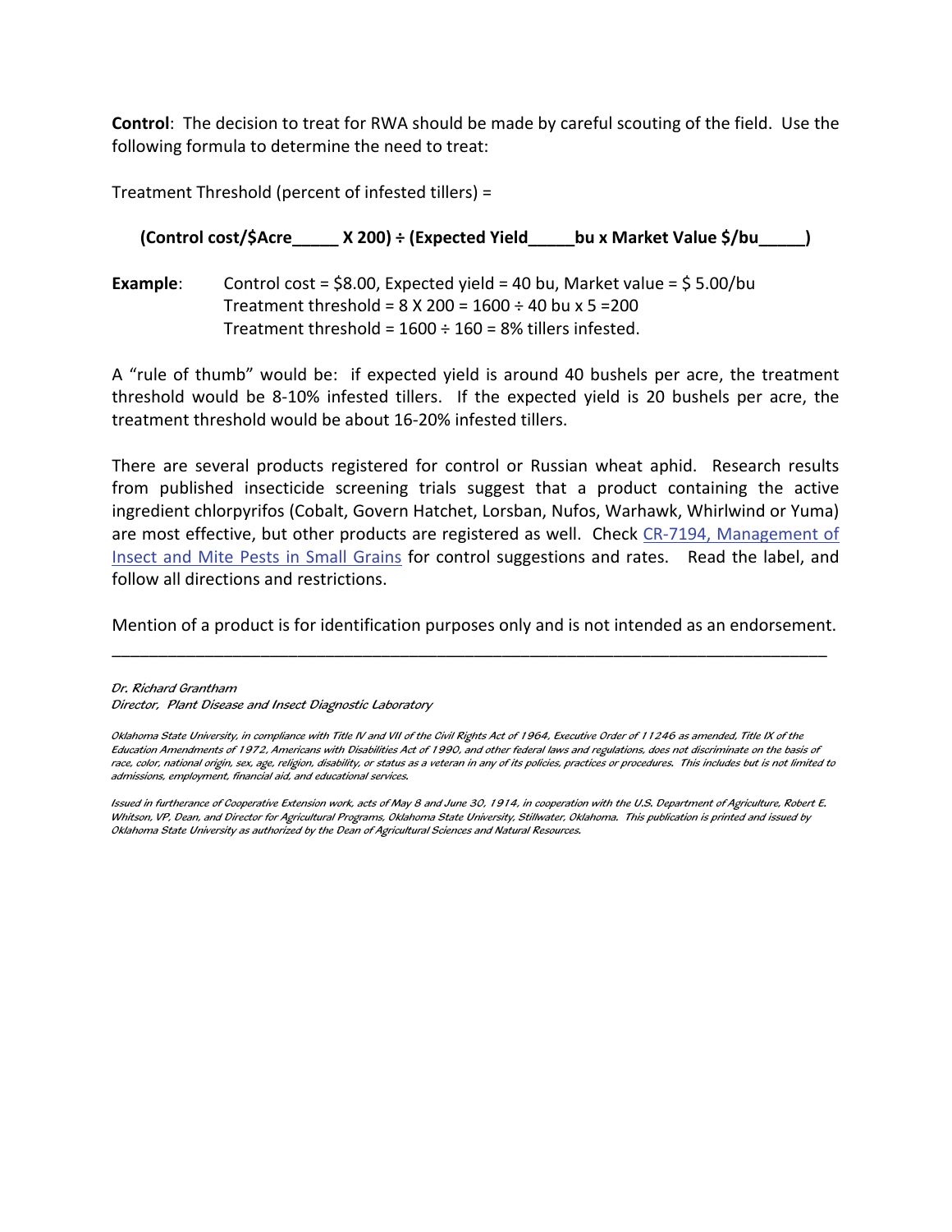**Control**: The decision to treat for RWA should be made by careful scouting of the field. Use the following formula to determine the need to treat:

Treatment Threshold (percent of infested tillers) =

**(Control cost/$Acre_____ X 200) ÷ (Expected Yield_____bu x Market Value $/bu_____)**

**Example**: Control cost = $8.00, Expected yield = 40 bu, Market value = $ 5.00/bu
Treatment threshold = 8 X 200 = 1600 ÷ 40 bu x 5 =200
Treatment threshold = 1600 ÷ 160 = 8% tillers infested.

A "rule of thumb" would be: if expected yield is around 40 bushels per acre, the treatment threshold would be 8-10% infested tillers. If the expected yield is 20 bushels per acre, the treatment threshold would be about 16-20% infested tillers.

There are several products registered for control or Russian wheat aphid. Research results from published insecticide screening trials suggest that a product containing the active ingredient chlorpyrifos (Cobalt, Govern Hatchet, Lorsban, Nufos, Warhawk, Whirlwind or Yuma) are most effective, but other products are registered as well. Check CR-7194, Management of Insect and Mite Pests in Small Grains for control suggestions and rates. Read the label, and follow all directions and restrictions.

Mention of a product is for identification purposes only and is not intended as an endorsement.

---

*Dr. Richard Grantham*
*Director, Plant Disease and Insect Diagnostic Laboratory*

*Oklahoma State University, in compliance with Title IV and VII of the Civil Rights Act of 1964, Executive Order of 11246 as amended, Title IX of the Education Amendments of 1972, Americans with Disabilities Act of 1990, and other federal laws and regulations, does not discriminate on the basis of race, color, national origin, sex, age, religion, disability, or status as a veteran in any of its policies, practices or procedures. This includes but is not limited to admissions, employment, financial aid, and educational services.*

*Issued in furtherance of Cooperative Extension work, acts of May 8 and June 30, 1914, in cooperation with the U.S. Department of Agriculture, Robert E. Whitson, VP, Dean, and Director for Agricultural Programs, Oklahoma State University, Stillwater, Oklahoma. This publication is printed and issued by Oklahoma State University as authorized by the Dean of Agricultural Sciences and Natural Resources.*